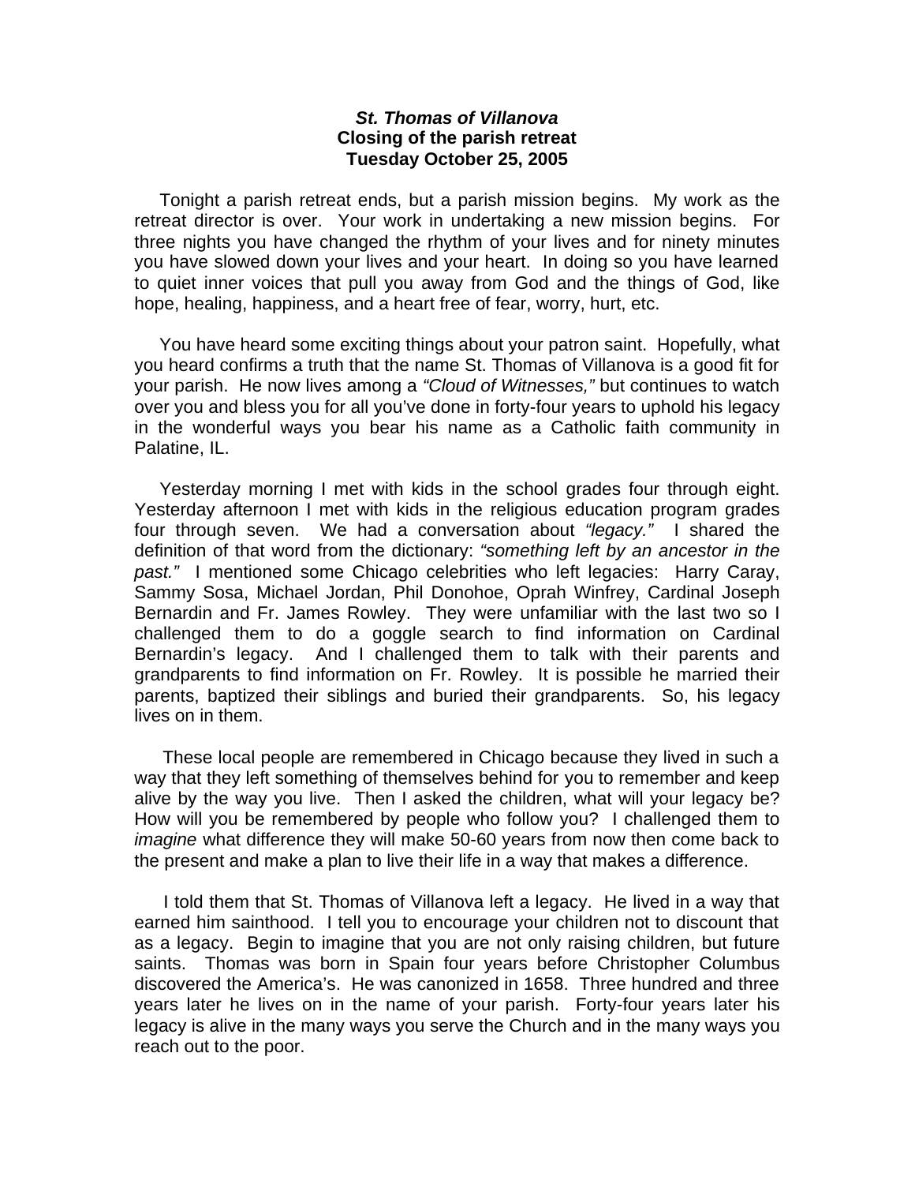***St. Thomas of Villanova***
**Closing of the parish retreat**
**Tuesday October 25, 2005**

Tonight a parish retreat ends, but a parish mission begins. My work as the retreat director is over. Your work in undertaking a new mission begins. For three nights you have changed the rhythm of your lives and for ninety minutes you have slowed down your lives and your heart. In doing so you have learned to quiet inner voices that pull you away from God and the things of God, like hope, healing, happiness, and a heart free of fear, worry, hurt, etc.

You have heard some exciting things about your patron saint. Hopefully, what you heard confirms a truth that the name St. Thomas of Villanova is a good fit for your parish. He now lives among a *"Cloud of Witnesses,"* but continues to watch over you and bless you for all you've done in forty-four years to uphold his legacy in the wonderful ways you bear his name as a Catholic faith community in Palatine, IL.

Yesterday morning I met with kids in the school grades four through eight. Yesterday afternoon I met with kids in the religious education program grades four through seven. We had a conversation about *"legacy."* I shared the definition of that word from the dictionary: *"something left by an ancestor in the past."* I mentioned some Chicago celebrities who left legacies: Harry Caray, Sammy Sosa, Michael Jordan, Phil Donohoe, Oprah Winfrey, Cardinal Joseph Bernardin and Fr. James Rowley. They were unfamiliar with the last two so I challenged them to do a goggle search to find information on Cardinal Bernardin's legacy. And I challenged them to talk with their parents and grandparents to find information on Fr. Rowley. It is possible he married their parents, baptized their siblings and buried their grandparents. So, his legacy lives on in them.

These local people are remembered in Chicago because they lived in such a way that they left something of themselves behind for you to remember and keep alive by the way you live. Then I asked the children, what will your legacy be? How will you be remembered by people who follow you? I challenged them to *imagine* what difference they will make 50-60 years from now then come back to the present and make a plan to live their life in a way that makes a difference.

I told them that St. Thomas of Villanova left a legacy. He lived in a way that earned him sainthood. I tell you to encourage your children not to discount that as a legacy. Begin to imagine that you are not only raising children, but future saints. Thomas was born in Spain four years before Christopher Columbus discovered the America's. He was canonized in 1658. Three hundred and three years later he lives on in the name of your parish. Forty-four years later his legacy is alive in the many ways you serve the Church and in the many ways you reach out to the poor.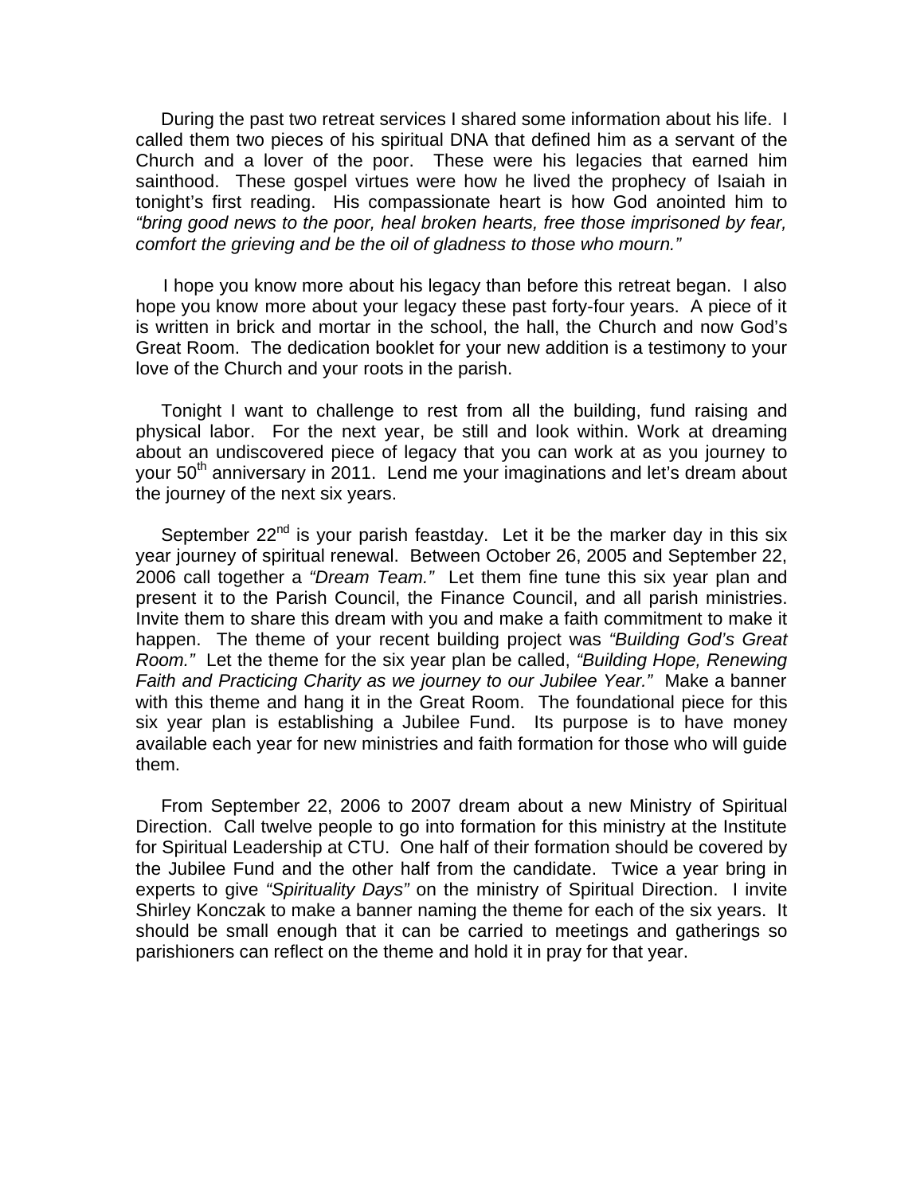During the past two retreat services I shared some information about his life. I called them two pieces of his spiritual DNA that defined him as a servant of the Church and a lover of the poor. These were his legacies that earned him sainthood. These gospel virtues were how he lived the prophecy of Isaiah in tonight's first reading. His compassionate heart is how God anointed him to *"bring good news to the poor, heal broken hearts, free those imprisoned by fear, comfort the grieving and be the oil of gladness to those who mourn."*

I hope you know more about his legacy than before this retreat began. I also hope you know more about your legacy these past forty-four years. A piece of it is written in brick and mortar in the school, the hall, the Church and now God's Great Room. The dedication booklet for your new addition is a testimony to your love of the Church and your roots in the parish.

Tonight I want to challenge to rest from all the building, fund raising and physical labor. For the next year, be still and look within. Work at dreaming about an undiscovered piece of legacy that you can work at as you journey to your 50th anniversary in 2011. Lend me your imaginations and let's dream about the journey of the next six years.

September 22nd is your parish feastday. Let it be the marker day in this six year journey of spiritual renewal. Between October 26, 2005 and September 22, 2006 call together a *"Dream Team."* Let them fine tune this six year plan and present it to the Parish Council, the Finance Council, and all parish ministries. Invite them to share this dream with you and make a faith commitment to make it happen. The theme of your recent building project was *"Building God's Great Room."* Let the theme for the six year plan be called, *"Building Hope, Renewing Faith and Practicing Charity as we journey to our Jubilee Year."* Make a banner with this theme and hang it in the Great Room. The foundational piece for this six year plan is establishing a Jubilee Fund. Its purpose is to have money available each year for new ministries and faith formation for those who will guide them.

From September 22, 2006 to 2007 dream about a new Ministry of Spiritual Direction. Call twelve people to go into formation for this ministry at the Institute for Spiritual Leadership at CTU. One half of their formation should be covered by the Jubilee Fund and the other half from the candidate. Twice a year bring in experts to give *"Spirituality Days"* on the ministry of Spiritual Direction. I invite Shirley Konczak to make a banner naming the theme for each of the six years. It should be small enough that it can be carried to meetings and gatherings so parishioners can reflect on the theme and hold it in pray for that year.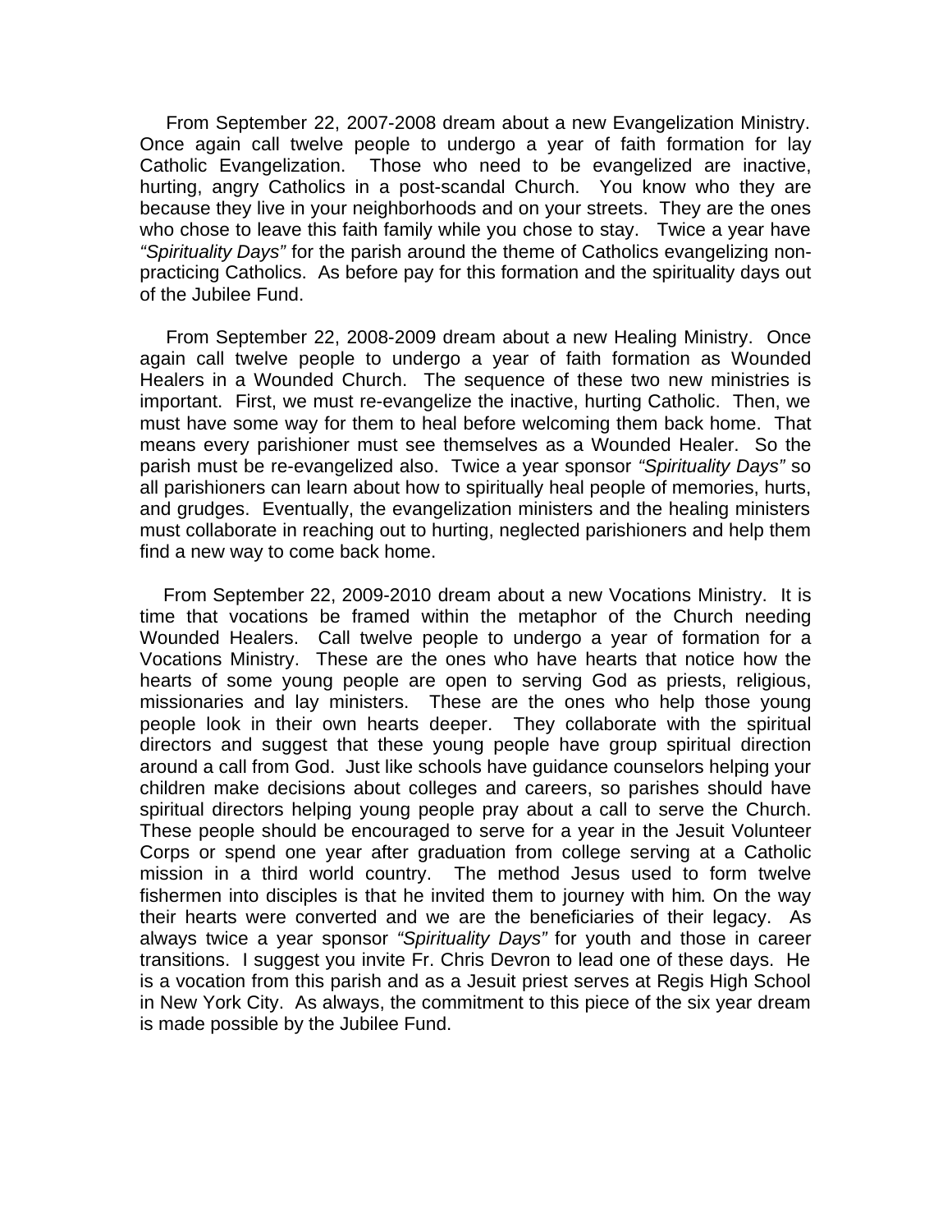From September 22, 2007-2008 dream about a new Evangelization Ministry. Once again call twelve people to undergo a year of faith formation for lay Catholic Evangelization. Those who need to be evangelized are inactive, hurting, angry Catholics in a post-scandal Church. You know who they are because they live in your neighborhoods and on your streets. They are the ones who chose to leave this faith family while you chose to stay. Twice a year have *"Spirituality Days"* for the parish around the theme of Catholics evangelizing non-practicing Catholics. As before pay for this formation and the spirituality days out of the Jubilee Fund.

From September 22, 2008-2009 dream about a new Healing Ministry. Once again call twelve people to undergo a year of faith formation as Wounded Healers in a Wounded Church. The sequence of these two new ministries is important. First, we must re-evangelize the inactive, hurting Catholic. Then, we must have some way for them to heal before welcoming them back home. That means every parishioner must see themselves as a Wounded Healer. So the parish must be re-evangelized also. Twice a year sponsor *"Spirituality Days"* so all parishioners can learn about how to spiritually heal people of memories, hurts, and grudges. Eventually, the evangelization ministers and the healing ministers must collaborate in reaching out to hurting, neglected parishioners and help them find a new way to come back home.

From September 22, 2009-2010 dream about a new Vocations Ministry. It is time that vocations be framed within the metaphor of the Church needing Wounded Healers. Call twelve people to undergo a year of formation for a Vocations Ministry. These are the ones who have hearts that notice how the hearts of some young people are open to serving God as priests, religious, missionaries and lay ministers. These are the ones who help those young people look in their own hearts deeper. They collaborate with the spiritual directors and suggest that these young people have group spiritual direction around a call from God. Just like schools have guidance counselors helping your children make decisions about colleges and careers, so parishes should have spiritual directors helping young people pray about a call to serve the Church. These people should be encouraged to serve for a year in the Jesuit Volunteer Corps or spend one year after graduation from college serving at a Catholic mission in a third world country. The method Jesus used to form twelve fishermen into disciples is that he invited them to journey with him. On the way their hearts were converted and we are the beneficiaries of their legacy. As always twice a year sponsor *"Spirituality Days"* for youth and those in career transitions. I suggest you invite Fr. Chris Devron to lead one of these days. He is a vocation from this parish and as a Jesuit priest serves at Regis High School in New York City. As always, the commitment to this piece of the six year dream is made possible by the Jubilee Fund.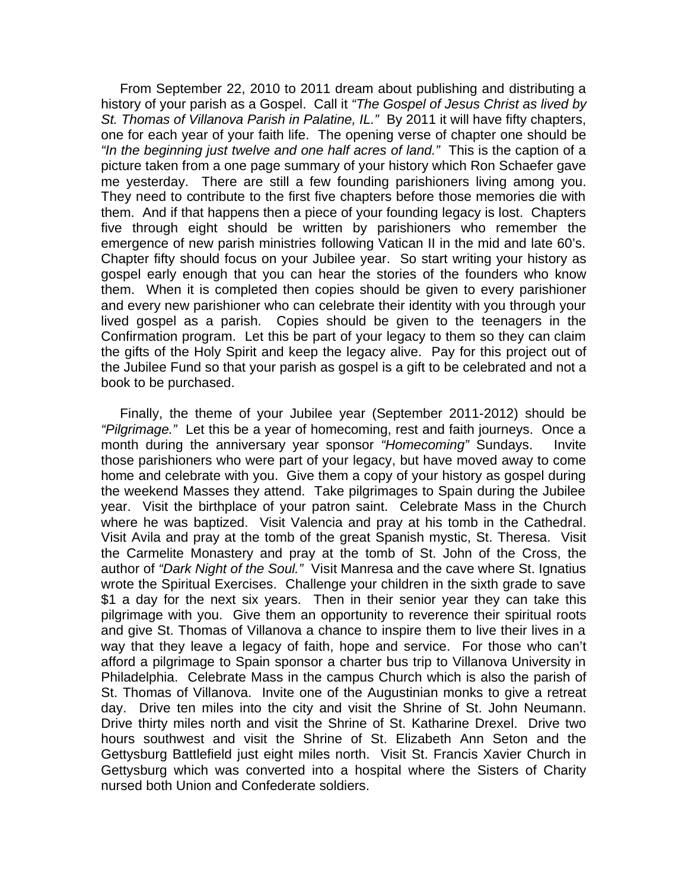From September 22, 2010 to 2011 dream about publishing and distributing a history of your parish as a Gospel. Call it *"The Gospel of Jesus Christ as lived by St. Thomas of Villanova Parish in Palatine, IL."* By 2011 it will have fifty chapters, one for each year of your faith life. The opening verse of chapter one should be *"In the beginning just twelve and one half acres of land."* This is the caption of a picture taken from a one page summary of your history which Ron Schaefer gave me yesterday. There are still a few founding parishioners living among you. They need to contribute to the first five chapters before those memories die with them. And if that happens then a piece of your founding legacy is lost. Chapters five through eight should be written by parishioners who remember the emergence of new parish ministries following Vatican II in the mid and late 60's. Chapter fifty should focus on your Jubilee year. So start writing your history as gospel early enough that you can hear the stories of the founders who know them. When it is completed then copies should be given to every parishioner and every new parishioner who can celebrate their identity with you through your lived gospel as a parish. Copies should be given to the teenagers in the Confirmation program. Let this be part of your legacy to them so they can claim the gifts of the Holy Spirit and keep the legacy alive. Pay for this project out of the Jubilee Fund so that your parish as gospel is a gift to be celebrated and not a book to be purchased.

Finally, the theme of your Jubilee year (September 2011-2012) should be *"Pilgrimage."* Let this be a year of homecoming, rest and faith journeys. Once a month during the anniversary year sponsor *"Homecoming"* Sundays. Invite those parishioners who were part of your legacy, but have moved away to come home and celebrate with you. Give them a copy of your history as gospel during the weekend Masses they attend. Take pilgrimages to Spain during the Jubilee year. Visit the birthplace of your patron saint. Celebrate Mass in the Church where he was baptized. Visit Valencia and pray at his tomb in the Cathedral. Visit Avila and pray at the tomb of the great Spanish mystic, St. Theresa. Visit the Carmelite Monastery and pray at the tomb of St. John of the Cross, the author of *"Dark Night of the Soul."* Visit Manresa and the cave where St. Ignatius wrote the Spiritual Exercises. Challenge your children in the sixth grade to save $1 a day for the next six years. Then in their senior year they can take this pilgrimage with you. Give them an opportunity to reverence their spiritual roots and give St. Thomas of Villanova a chance to inspire them to live their lives in a way that they leave a legacy of faith, hope and service. For those who can't afford a pilgrimage to Spain sponsor a charter bus trip to Villanova University in Philadelphia. Celebrate Mass in the campus Church which is also the parish of St. Thomas of Villanova. Invite one of the Augustinian monks to give a retreat day. Drive ten miles into the city and visit the Shrine of St. John Neumann. Drive thirty miles north and visit the Shrine of St. Katharine Drexel. Drive two hours southwest and visit the Shrine of St. Elizabeth Ann Seton and the Gettysburg Battlefield just eight miles north. Visit St. Francis Xavier Church in Gettysburg which was converted into a hospital where the Sisters of Charity nursed both Union and Confederate soldiers.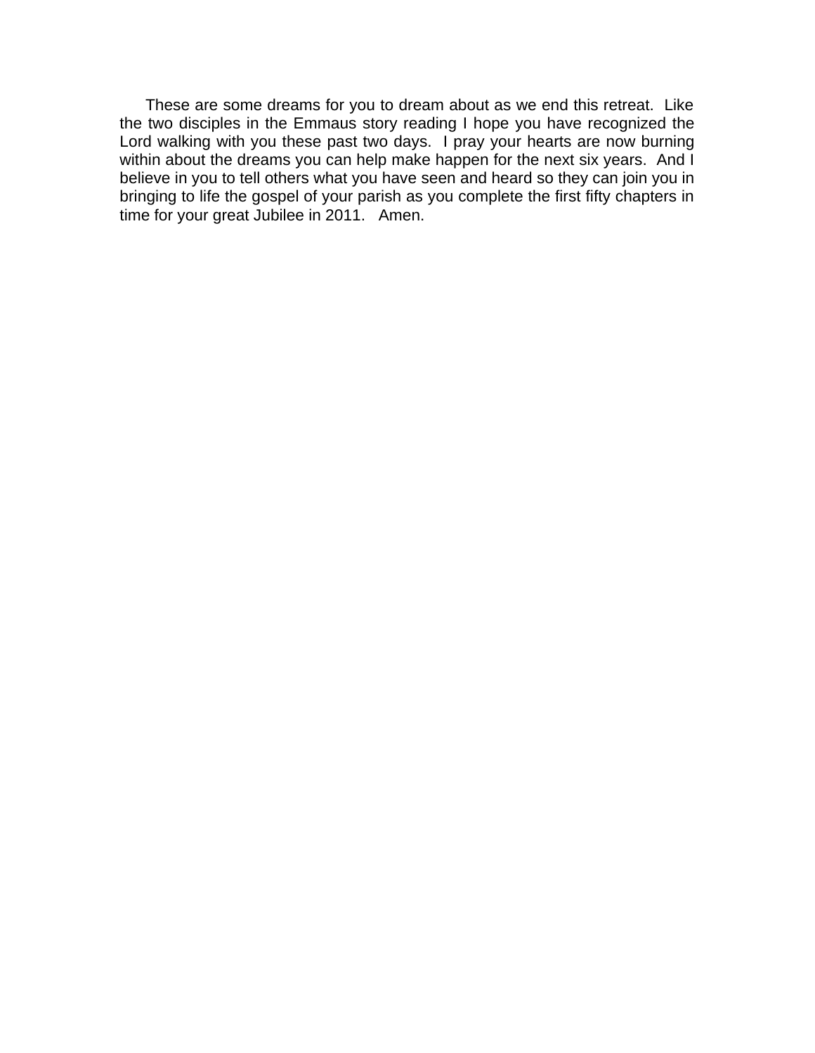These are some dreams for you to dream about as we end this retreat. Like the two disciples in the Emmaus story reading I hope you have recognized the Lord walking with you these past two days. I pray your hearts are now burning within about the dreams you can help make happen for the next six years. And I believe in you to tell others what you have seen and heard so they can join you in bringing to life the gospel of your parish as you complete the first fifty chapters in time for your great Jubilee in 2011. Amen.